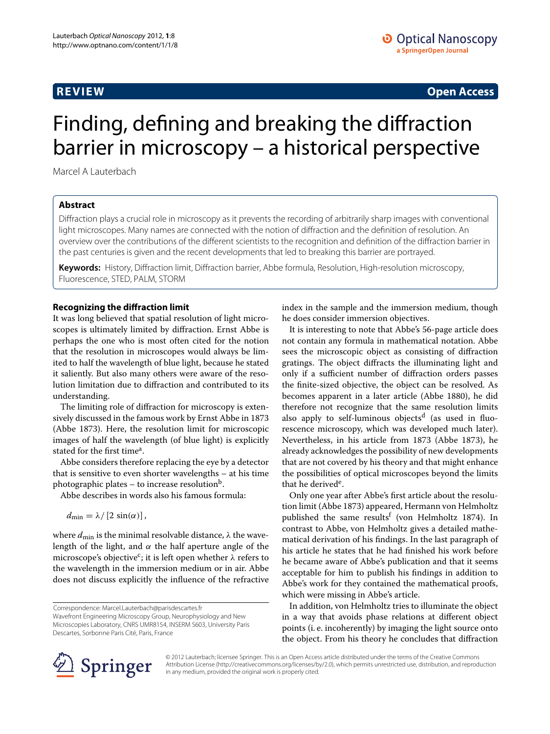**REVIEW** **Open Access**

# Finding, defining and breaking the diffraction barrier in microscopy – a historical perspective

Marcel A Lauterbach

## Abstract

Diffraction plays a crucial role in microscopy as it prevents the recording of arbitrarily sharp images with conventional light microscopes. Many names are connected with the notion of diffraction and the definition of resolution. An overview over the contributions of the different scientists to the recognition and definition of the diffraction barrier in the past centuries is given and the recent developments that led to breaking this barrier are portrayed.

**Keywords:** History, Diffraction limit, Diffraction barrier, Abbe formula, Resolution, High-resolution microscopy, Fluorescence, STED, PALM, STORM

## Recognizing the diffraction limit

It was long believed that spatial resolution of light microscopes is ultimately limited by diffraction. Ernst Abbe is perhaps the one who is most often cited for the notion that the resolution in microscopes would always be limited to half the wavelength of blue light, because he stated it saliently. But also many others were aware of the resolution limitation due to diffraction and contributed to its understanding.

The limiting role of diffraction for microscopy is extensively discussed in the famous work by Ernst Abbe in 1873 (Abbe 1873). Here, the resolution limit for microscopic images of half the wavelength (of blue light) is explicitly stated for the first time[a].

Abbe considers therefore replacing the eye by a detector that is sensitive to even shorter wavelengths – at his time photographic plates – to increase resolution[b].

Abbe describes in words also his famous formula:

$$d_{\min} = \lambda / [2 \sin(\alpha)],$$

where $d_{\min}$ is the minimal resolvable distance, $\lambda$ the wavelength of the light, and $\alpha$ the half aperture angle of the microscope's objective[c]; it is left open whether $\lambda$ refers to the wavelength in the immersion medium or in air. Abbe does not discuss explicitly the influence of the refractive index in the sample and the immersion medium, though he does consider immersion objectives.

It is interesting to note that Abbe's 56-page article does not contain any formula in mathematical notation. Abbe sees the microscopic object as consisting of diffraction gratings. The object diffracts the illuminating light and only if a sufficient number of diffraction orders passes the finite-sized objective, the object can be resolved. As becomes apparent in a later article (Abbe 1880), he did therefore not recognize that the same resolution limits also apply to self-luminous objects[d] (as used in fluorescence microscopy, which was developed much later). Nevertheless, in his article from 1873 (Abbe 1873), he already acknowledges the possibility of new developments that are not covered by his theory and that might enhance the possibilities of optical microscopes beyond the limits that he derived[e].

Only one year after Abbe's first article about the resolution limit (Abbe 1873) appeared, Hermann von Helmholtz published the same results[f] (von Helmholtz 1874). In contrast to Abbe, von Helmholtz gives a detailed mathematical derivation of his findings. In the last paragraph of his article he states that he had finished his work before he became aware of Abbe's publication and that it seems acceptable for him to publish his findings in addition to Abbe's work for they contained the mathematical proofs, which were missing in Abbe's article.

In addition, von Helmholtz tries to illuminate the object in a way that avoids phase relations at different object points (i. e. incoherently) by imaging the light source onto the object. From his theory he concludes that diffraction

Correspondence: Marcel.Lauterbach@parisdescartes.fr
Wavefront Engineering Microscopy Group, Neurophysiology and New Microscopies Laboratory, CNRS UMR8154, INSERM S603, University Paris Descartes, Sorbonne Paris Cité, Paris, France

© 2012 Lauterbach; licensee Springer. This is an Open Access article distributed under the terms of the Creative Commons Attribution License (http://creativecommons.org/licenses/by/2.0), which permits unrestricted use, distribution, and reproduction in any medium, provided the original work is properly cited.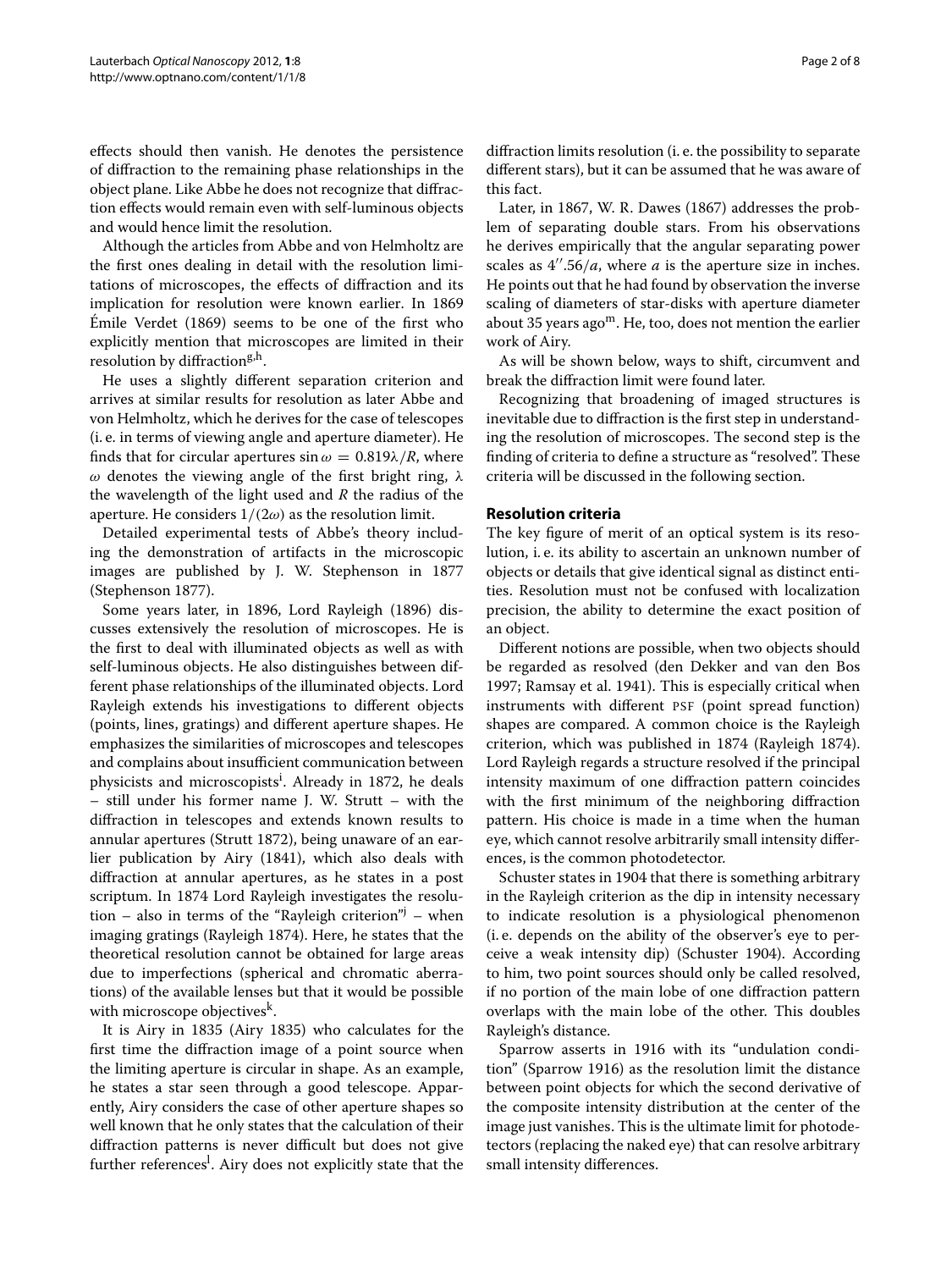effects should then vanish. He denotes the persistence of diffraction to the remaining phase relationships in the object plane. Like Abbe he does not recognize that diffraction effects would remain even with self-luminous objects and would hence limit the resolution.

Although the articles from Abbe and von Helmholtz are the first ones dealing in detail with the resolution limitations of microscopes, the effects of diffraction and its implication for resolution were known earlier. In 1869 Émile Verdet (1869) seems to be one of the first who explicitly mention that microscopes are limited in their resolution by diffraction[g,h].

He uses a slightly different separation criterion and arrives at similar results for resolution as later Abbe and von Helmholtz, which he derives for the case of telescopes (i. e. in terms of viewing angle and aperture diameter). He finds that for circular apertures $\sin\omega = 0.819\lambda/R$, where $\omega$ denotes the viewing angle of the first bright ring, $\lambda$ the wavelength of the light used and $R$ the radius of the aperture. He considers $1/(2\omega)$ as the resolution limit.

Detailed experimental tests of Abbe's theory including the demonstration of artifacts in the microscopic images are published by J. W. Stephenson in 1877 (Stephenson 1877).

Some years later, in 1896, Lord Rayleigh (1896) discusses extensively the resolution of microscopes. He is the first to deal with illuminated objects as well as with self-luminous objects. He also distinguishes between different phase relationships of the illuminated objects. Lord Rayleigh extends his investigations to different objects (points, lines, gratings) and different aperture shapes. He emphasizes the similarities of microscopes and telescopes and complains about insufficient communication between physicists and microscopists[i]. Already in 1872, he deals – still under his former name J. W. Strutt – with the diffraction in telescopes and extends known results to annular apertures (Strutt 1872), being unaware of an earlier publication by Airy (1841), which also deals with diffraction at annular apertures, as he states in a post scriptum. In 1874 Lord Rayleigh investigates the resolution – also in terms of the "Rayleigh criterion"[j] – when imaging gratings (Rayleigh 1874). Here, he states that the theoretical resolution cannot be obtained for large areas due to imperfections (spherical and chromatic aberrations) of the available lenses but that it would be possible with microscope objectives[k].

It is Airy in 1835 (Airy 1835) who calculates for the first time the diffraction image of a point source when the limiting aperture is circular in shape. As an example, he states a star seen through a good telescope. Apparently, Airy considers the case of other aperture shapes so well known that he only states that the calculation of their diffraction patterns is never difficult but does not give further references[l]. Airy does not explicitly state that the diffraction limits resolution (i. e. the possibility to separate different stars), but it can be assumed that he was aware of this fact.

Later, in 1867, W. R. Dawes (1867) addresses the problem of separating double stars. From his observations he derives empirically that the angular separating power scales as $4''.56/a$, where $a$ is the aperture size in inches. He points out that he had found by observation the inverse scaling of diameters of star-disks with aperture diameter about 35 years ago[m]. He, too, does not mention the earlier work of Airy.

As will be shown below, ways to shift, circumvent and break the diffraction limit were found later.

Recognizing that broadening of imaged structures is inevitable due to diffraction is the first step in understanding the resolution of microscopes. The second step is the finding of criteria to define a structure as "resolved". These criteria will be discussed in the following section.

## Resolution criteria

The key figure of merit of an optical system is its resolution, i. e. its ability to ascertain an unknown number of objects or details that give identical signal as distinct entities. Resolution must not be confused with localization precision, the ability to determine the exact position of an object.

Different notions are possible, when two objects should be regarded as resolved (den Dekker and van den Bos 1997; Ramsay et al. 1941). This is especially critical when instruments with different PSF (point spread function) shapes are compared. A common choice is the Rayleigh criterion, which was published in 1874 (Rayleigh 1874). Lord Rayleigh regards a structure resolved if the principal intensity maximum of one diffraction pattern coincides with the first minimum of the neighboring diffraction pattern. His choice is made in a time when the human eye, which cannot resolve arbitrarily small intensity differences, is the common photodetector.

Schuster states in 1904 that there is something arbitrary in the Rayleigh criterion as the dip in intensity necessary to indicate resolution is a physiological phenomenon (i. e. depends on the ability of the observer's eye to perceive a weak intensity dip) (Schuster 1904). According to him, two point sources should only be called resolved, if no portion of the main lobe of one diffraction pattern overlaps with the main lobe of the other. This doubles Rayleigh's distance.

Sparrow asserts in 1916 with its "undulation condition" (Sparrow 1916) as the resolution limit the distance between point objects for which the second derivative of the composite intensity distribution at the center of the image just vanishes. This is the ultimate limit for photodetectors (replacing the naked eye) that can resolve arbitrary small intensity differences.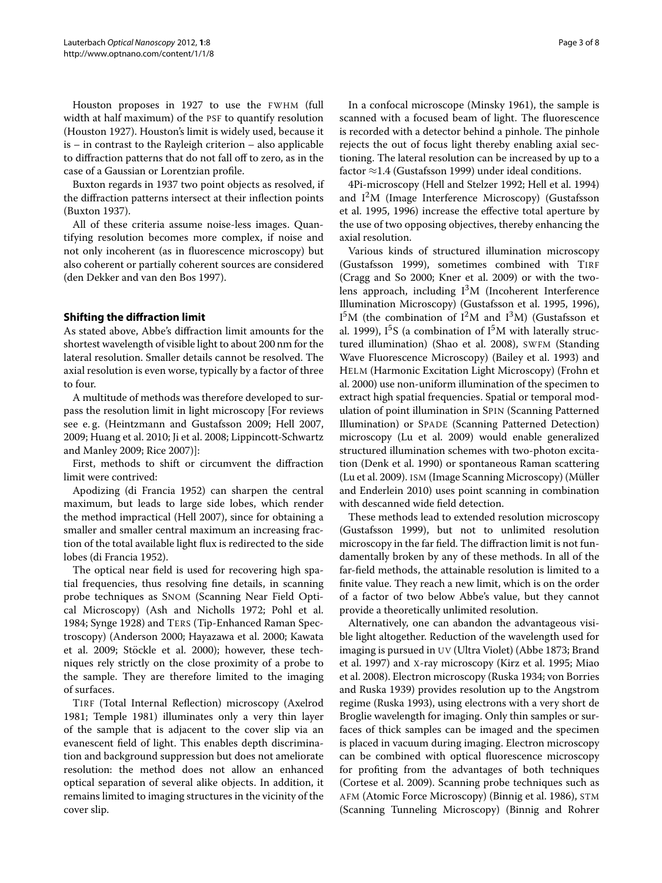Houston proposes in 1927 to use the FWHM (full width at half maximum) of the PSF to quantify resolution (Houston 1927). Houston's limit is widely used, because it is – in contrast to the Rayleigh criterion – also applicable to diffraction patterns that do not fall off to zero, as in the case of a Gaussian or Lorentzian profile.

Buxton regards in 1937 two point objects as resolved, if the diffraction patterns intersect at their inflection points (Buxton 1937).

All of these criteria assume noise-less images. Quantifying resolution becomes more complex, if noise and not only incoherent (as in fluorescence microscopy) but also coherent or partially coherent sources are considered (den Dekker and van den Bos 1997).

## Shifting the diffraction limit

As stated above, Abbe's diffraction limit amounts for the shortest wavelength of visible light to about 200 nm for the lateral resolution. Smaller details cannot be resolved. The axial resolution is even worse, typically by a factor of three to four.

A multitude of methods was therefore developed to surpass the resolution limit in light microscopy [For reviews see e. g. (Heintzmann and Gustafsson 2009; Hell 2007, 2009; Huang et al. 2010; Ji et al. 2008; Lippincott-Schwartz and Manley 2009; Rice 2007)]:

First, methods to shift or circumvent the diffraction limit were contrived:

Apodizing (di Francia 1952) can sharpen the central maximum, but leads to large side lobes, which render the method impractical (Hell 2007), since for obtaining a smaller and smaller central maximum an increasing fraction of the total available light flux is redirected to the side lobes (di Francia 1952).

The optical near field is used for recovering high spatial frequencies, thus resolving fine details, in scanning probe techniques as SNOM (Scanning Near Field Optical Microscopy) (Ash and Nicholls 1972; Pohl et al. 1984; Synge 1928) and TERS (Tip-Enhanced Raman Spectroscopy) (Anderson 2000; Hayazawa et al. 2000; Kawata et al. 2009; Stöckle et al. 2000); however, these techniques rely strictly on the close proximity of a probe to the sample. They are therefore limited to the imaging of surfaces.

TIRF (Total Internal Reflection) microscopy (Axelrod 1981; Temple 1981) illuminates only a very thin layer of the sample that is adjacent to the cover slip via an evanescent field of light. This enables depth discrimination and background suppression but does not ameliorate resolution: the method does not allow an enhanced optical separation of several alike objects. In addition, it remains limited to imaging structures in the vicinity of the cover slip.

In a confocal microscope (Minsky 1961), the sample is scanned with a focused beam of light. The fluorescence is recorded with a detector behind a pinhole. The pinhole rejects the out of focus light thereby enabling axial sectioning. The lateral resolution can be increased by up to a factor $\approx 1.4$ (Gustafsson 1999) under ideal conditions.

4Pi-microscopy (Hell and Stelzer 1992; Hell et al. 1994) and $I^2M$ (Image Interference Microscopy) (Gustafsson et al. 1995, 1996) increase the effective total aperture by the use of two opposing objectives, thereby enhancing the axial resolution.

Various kinds of structured illumination microscopy (Gustafsson 1999), sometimes combined with TIRF (Cragg and So 2000; Kner et al. 2009) or with the two-lens approach, including $I^3M$ (Incoherent Interference Illumination Microscopy) (Gustafsson et al. 1995, 1996), $I^5M$ (the combination of $I^2M$ and $I^3M$) (Gustafsson et al. 1999), $I^5S$ (a combination of $I^5M$ with laterally structured illumination) (Shao et al. 2008), SWFM (Standing Wave Fluorescence Microscopy) (Bailey et al. 1993) and HELM (Harmonic Excitation Light Microscopy) (Frohn et al. 2000) use non-uniform illumination of the specimen to extract high spatial frequencies. Spatial or temporal modulation of point illumination in SPIN (Scanning Patterned Illumination) or SPADE (Scanning Patterned Detection) microscopy (Lu et al. 2009) would enable generalized structured illumination schemes with two-photon excitation (Denk et al. 1990) or spontaneous Raman scattering (Lu et al. 2009). ISM (Image Scanning Microscopy) (Müller and Enderlein 2010) uses point scanning in combination with descanned wide field detection.

These methods lead to extended resolution microscopy (Gustafsson 1999), but not to unlimited resolution microscopy in the far field. The diffraction limit is not fundamentally broken by any of these methods. In all of the far-field methods, the attainable resolution is limited to a finite value. They reach a new limit, which is on the order of a factor of two below Abbe's value, but they cannot provide a theoretically unlimited resolution.

Alternatively, one can abandon the advantageous visible light altogether. Reduction of the wavelength used for imaging is pursued in UV (Ultra Violet) (Abbe 1873; Brand et al. 1997) and X-ray microscopy (Kirz et al. 1995; Miao et al. 2008). Electron microscopy (Ruska 1934; von Borries and Ruska 1939) provides resolution up to the Angstrom regime (Ruska 1993), using electrons with a very short de Broglie wavelength for imaging. Only thin samples or surfaces of thick samples can be imaged and the specimen is placed in vacuum during imaging. Electron microscopy can be combined with optical fluorescence microscopy for profiting from the advantages of both techniques (Cortese et al. 2009). Scanning probe techniques such as AFM (Atomic Force Microscopy) (Binnig et al. 1986), STM (Scanning Tunneling Microscopy) (Binnig and Rohrer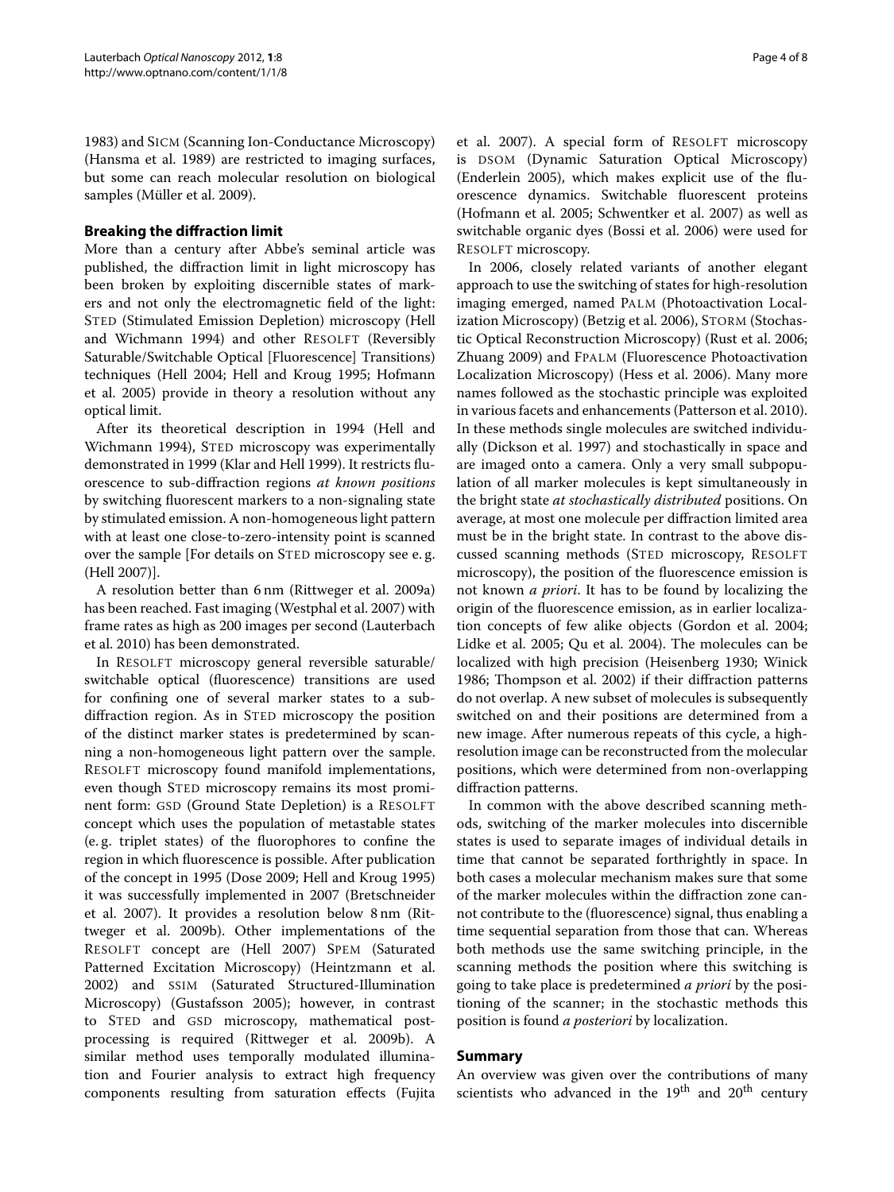1983) and SICM (Scanning Ion-Conductance Microscopy) (Hansma et al. 1989) are restricted to imaging surfaces, but some can reach molecular resolution on biological samples (Müller et al. 2009).

## Breaking the diffraction limit

More than a century after Abbe's seminal article was published, the diffraction limit in light microscopy has been broken by exploiting discernible states of markers and not only the electromagnetic field of the light: STED (Stimulated Emission Depletion) microscopy (Hell and Wichmann 1994) and other RESOLFT (Reversibly Saturable/Switchable Optical [Fluorescence] Transitions) techniques (Hell 2004; Hell and Kroug 1995; Hofmann et al. 2005) provide in theory a resolution without any optical limit.

After its theoretical description in 1994 (Hell and Wichmann 1994), STED microscopy was experimentally demonstrated in 1999 (Klar and Hell 1999). It restricts fluorescence to sub-diffraction regions *at known positions* by switching fluorescent markers to a non-signaling state by stimulated emission. A non-homogeneous light pattern with at least one close-to-zero-intensity point is scanned over the sample [For details on STED microscopy see e. g. (Hell 2007)].

A resolution better than 6 nm (Rittweger et al. 2009a) has been reached. Fast imaging (Westphal et al. 2007) with frame rates as high as 200 images per second (Lauterbach et al. 2010) has been demonstrated.

In RESOLFT microscopy general reversible saturable/switchable optical (fluorescence) transitions are used for confining one of several marker states to a sub-diffraction region. As in STED microscopy the position of the distinct marker states is predetermined by scanning a non-homogeneous light pattern over the sample. RESOLFT microscopy found manifold implementations, even though STED microscopy remains its most prominent form: GSD (Ground State Depletion) is a RESOLFT concept which uses the population of metastable states (e. g. triplet states) of the fluorophores to confine the region in which fluorescence is possible. After publication of the concept in 1995 (Dose 2009; Hell and Kroug 1995) it was successfully implemented in 2007 (Bretschneider et al. 2007). It provides a resolution below 8 nm (Rittweger et al. 2009b). Other implementations of the RESOLFT concept are (Hell 2007) SPEM (Saturated Patterned Excitation Microscopy) (Heintzmann et al. 2002) and SSIM (Saturated Structured-Illumination Microscopy) (Gustafsson 2005); however, in contrast to STED and GSD microscopy, mathematical post-processing is required (Rittweger et al. 2009b). A similar method uses temporally modulated illumination and Fourier analysis to extract high frequency components resulting from saturation effects (Fujita et al. 2007). A special form of RESOLFT microscopy is DSOM (Dynamic Saturation Optical Microscopy) (Enderlein 2005), which makes explicit use of the fluorescence dynamics. Switchable fluorescent proteins (Hofmann et al. 2005; Schwentker et al. 2007) as well as switchable organic dyes (Bossi et al. 2006) were used for RESOLFT microscopy.

In 2006, closely related variants of another elegant approach to use the switching of states for high-resolution imaging emerged, named PALM (Photoactivation Localization Microscopy) (Betzig et al. 2006), STORM (Stochastic Optical Reconstruction Microscopy) (Rust et al. 2006; Zhuang 2009) and FPALM (Fluorescence Photoactivation Localization Microscopy) (Hess et al. 2006). Many more names followed as the stochastic principle was exploited in various facets and enhancements (Patterson et al. 2010). In these methods single molecules are switched individually (Dickson et al. 1997) and stochastically in space and are imaged onto a camera. Only a very small subpopulation of all marker molecules is kept simultaneously in the bright state *at stochastically distributed* positions. On average, at most one molecule per diffraction limited area must be in the bright state. In contrast to the above discussed scanning methods (STED microscopy, RESOLFT microscopy), the position of the fluorescence emission is not known *a priori*. It has to be found by localizing the origin of the fluorescence emission, as in earlier localization concepts of few alike objects (Gordon et al. 2004; Lidke et al. 2005; Qu et al. 2004). The molecules can be localized with high precision (Heisenberg 1930; Winick 1986; Thompson et al. 2002) if their diffraction patterns do not overlap. A new subset of molecules is subsequently switched on and their positions are determined from a new image. After numerous repeats of this cycle, a high-resolution image can be reconstructed from the molecular positions, which were determined from non-overlapping diffraction patterns.

In common with the above described scanning methods, switching of the marker molecules into discernible states is used to separate images of individual details in time that cannot be separated forthrightly in space. In both cases a molecular mechanism makes sure that some of the marker molecules within the diffraction zone cannot contribute to the (fluorescence) signal, thus enabling a time sequential separation from those that can. Whereas both methods use the same switching principle, in the scanning methods the position where this switching is going to take place is predetermined *a priori* by the positioning of the scanner; in the stochastic methods this position is found *a posteriori* by localization.

## Summary

An overview was given over the contributions of many scientists who advanced in the 19th and 20th century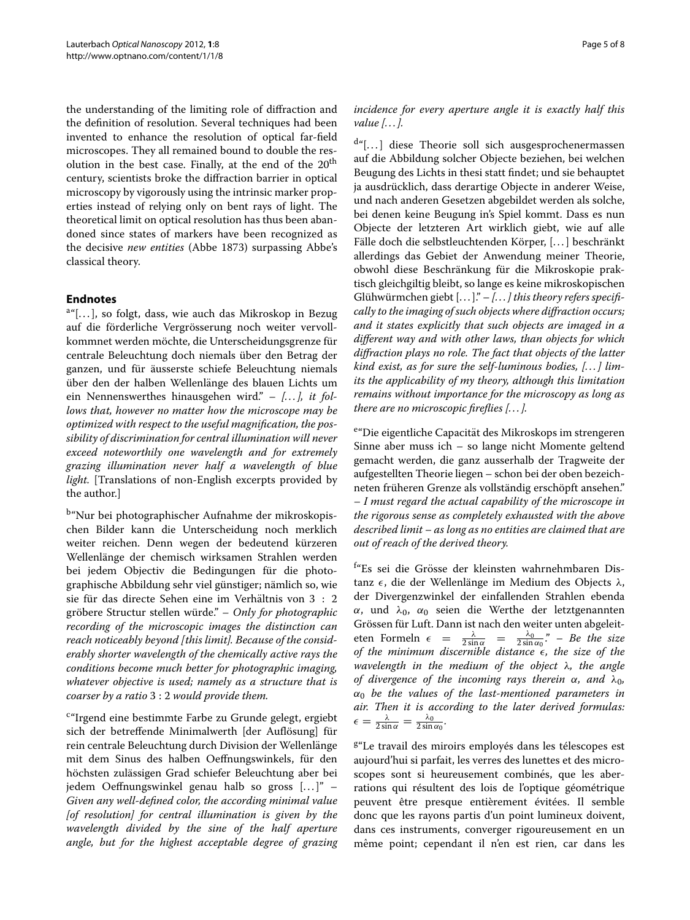the understanding of the limiting role of diffraction and the definition of resolution. Several techniques had been invented to enhance the resolution of optical far-field microscopes. They all remained bound to double the resolution in the best case. Finally, at the end of the $20^{th}$ century, scientists broke the diffraction barrier in optical microscopy by vigorously using the intrinsic marker properties instead of relying only on bent rays of light. The theoretical limit on optical resolution has thus been abandoned since states of markers have been recognized as the decisive *new entities* (Abbe 1873) surpassing Abbe's classical theory.

## Endnotes

[a]"[...], so folgt, dass, wie auch das Mikroskop in Bezug auf die förderliche Vergrösserung noch weiter vervollkommnet werden möchte, die Unterscheidungsgrenze für centrale Beleuchtung doch niemals über den Betrag der ganzen, und für äusserste schiefe Beleuchtung niemals über den der halben Wellenlänge des blauen Lichts um ein Nennenswerthes hinausgehen wird." – *[...], it follows that, however no matter how the microscope may be optimized with respect to the useful magnification, the possibility of discrimination for central illumination will never exceed noteworthily one wavelength and for extremely grazing illumination never half a wavelength of blue light.* [Translations of non-English excerpts provided by the author.]

[b]"Nur bei photographischer Aufnahme der mikroskopischen Bilder kann die Unterscheidung noch merklich weiter reichen. Denn wegen der bedeutend kürzeren Wellenlänge der chemisch wirksamen Strahlen werden bei jedem Objectiv die Bedingungen für die photographische Abbildung sehr viel günstiger; nämlich so, wie sie für das directe Sehen eine im Verhältnis von 3 : 2 gröbere Structur stellen würde." – *Only for photographic recording of the microscopic images the distinction can reach noticeably beyond [this limit]. Because of the considerably shorter wavelength of the chemically active rays the conditions become much better for photographic imaging, whatever objective is used; namely as a structure that is coarser by a ratio* 3 : 2 *would provide them.*

[c]"Irgend eine bestimmte Farbe zu Grunde gelegt, ergiebt sich der betreffende Minimalwerth [der Auflösung] für rein centrale Beleuchtung durch Division der Wellenlänge mit dem Sinus des halben Oeffnungswinkels, für den höchsten zulässigen Grad schiefer Beleuchtung aber bei jedem Oeffnungswinkel genau halb so gross [...]" – *Given any well-defined color, the according minimal value [of resolution] for central illumination is given by the wavelength divided by the sine of the half aperture angle, but for the highest acceptable degree of grazing incidence for every aperture angle it is exactly half this value [...].*

[d]"[...] diese Theorie soll sich ausgesprochenermassen auf die Abbildung solcher Objecte beziehen, bei welchen Beugung des Lichts in thesi statt findet; und sie behauptet ja ausdrücklich, dass derartige Objecte in anderer Weise, und nach anderen Gesetzen abgebildet werden als solche, bei denen keine Beugung in's Spiel kommt. Dass es nun Objecte der letzteren Art wirklich giebt, wie auf alle Fälle doch die selbstleuchtenden Körper, [...] beschränkt allerdings das Gebiet der Anwendung meiner Theorie, obwohl diese Beschränkung für die Mikroskopie praktisch gleichgiltig bleibt, so lange es keine mikroskopischen Glühwürmchen giebt [...]." – *[...] this theory refers specifically to the imaging of such objects where diffraction occurs; and it states explicitly that such objects are imaged in a different way and with other laws, than objects for which diffraction plays no role. The fact that objects of the latter kind exist, as for sure the self-luminous bodies, [...] limits the applicability of my theory, although this limitation remains without importance for the microscopy as long as there are no microscopic fireflies [...].*

[e]"Die eigentliche Capacität des Mikroskops im strengeren Sinne aber muss ich – so lange nicht Momente geltend gemacht werden, die ganz ausserhalb der Tragweite der aufgestellten Theorie liegen – schon bei der oben bezeichneten früheren Grenze als vollständig erschöpft ansehen." – *I must regard the actual capability of the microscope in the rigorous sense as completely exhausted with the above described limit – as long as no entities are claimed that are out of reach of the derived theory.*

[f]"Es sei die Grösse der kleinsten wahrnehmbaren Distanz $\epsilon$, die der Wellenlänge im Medium des Objects $\lambda$, der Divergenzwinkel der einfallenden Strahlen ebenda $\alpha$, und $\lambda_0$, $\alpha_0$ seien die Werthe der letztgenannten Grössen für Luft. Dann ist nach den weiter unten abgeleiteten Formeln $\epsilon = \frac{\lambda}{2\sin\alpha} = \frac{\lambda_0}{2\sin\alpha_0}$." – *Be the size of the minimum discernible distance $\epsilon$, the size of the wavelength in the medium of the object $\lambda$, the angle of divergence of the incoming rays therein $\alpha$, and $\lambda_0$, $\alpha_0$ be the values of the last-mentioned parameters in air. Then it is according to the later derived formulas:* $\epsilon = \frac{\lambda}{2\sin\alpha} = \frac{\lambda_0}{2\sin\alpha_0}$.

[g]"Le travail des miroirs employés dans les télescopes est aujourd'hui si parfait, les verres des lunettes et des microscopes sont si heureusement combinés, que les aberrations qui résultent des lois de l'optique géométrique peuvent être presque entièrement évitées. Il semble donc que les rayons partis d'un point lumineux doivent, dans ces instruments, converger rigoureusement en un même point; cependant il n'en est rien, car dans les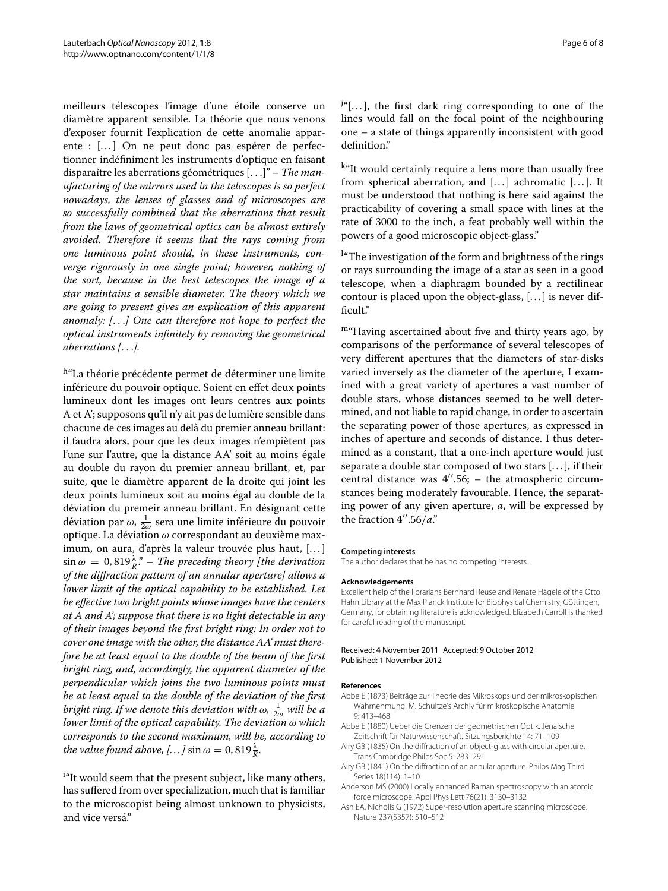meilleurs télescopes l'image d'une étoile conserve un diamètre apparent sensible. La théorie que nous venons d'exposer fournit l'explication de cette anomalie apparente : [...] On ne peut donc pas espérer de perfectionner indéfiniment les instruments d'optique en faisant disparaître les aberrations géométriques [...]" – *The manufacturing of the mirrors used in the telescopes is so perfect nowadays, the lenses of glasses and of microscopes are so successfully combined that the aberrations that result from the laws of geometrical optics can be almost entirely avoided. Therefore it seems that the rays coming from one luminous point should, in these instruments, converge rigorously in one single point; however, nothing of the sort, because in the best telescopes the image of a star maintains a sensible diameter. The theory which we are going to present gives an explication of this apparent anomaly: [...] One can therefore not hope to perfect the optical instruments infinitely by removing the geometrical aberrations [...].*

[h]"La théorie précédente permet de déterminer une limite inférieure du pouvoir optique. Soient en effet deux points lumineux dont les images ont leurs centres aux points A et A'; supposons qu'il n'y ait pas de lumière sensible dans chacune de ces images au delà du premier anneau brillant: il faudra alors, pour que les deux images n'empiètent pas l'une sur l'autre, que la distance AA' soit au moins égale au double du rayon du premier anneau brillant, et, par suite, que le diamètre apparent de la droite qui joint les deux points lumineux soit au moins égal au double de la déviation du premeir anneau brillant. En désignant cette déviation par $\omega$, $\frac{1}{2\omega}$ sera une limite inférieure du pouvoir optique. La déviation $\omega$ correspondant au deuxième maximum, on aura, d'après la valeur trouvée plus haut, [...] $\sin \omega = 0,819\frac{\lambda}{R}$." – *The preceding theory [the derivation of the diffraction pattern of an annular aperture] allows a lower limit of the optical capability to be established. Let be effective two bright points whose images have the centers at A and A'; suppose that there is no light detectable in any of their images beyond the first bright ring: In order not to cover one image with the other, the distance AA' must therefore be at least equal to the double of the beam of the first bright ring, and, accordingly, the apparent diameter of the perpendicular which joins the two luminous points must be at least equal to the double of the deviation of the first bright ring. If we denote this deviation with $\omega$, $\frac{1}{2\omega}$ will be a lower limit of the optical capability. The deviation $\omega$ which corresponds to the second maximum, will be, according to the value found above, [...]* $\sin \omega = 0,819\frac{\lambda}{R}$.

[i]"It would seem that the present subject, like many others, has suffered from over specialization, much that is familiar to the microscopist being almost unknown to physicists, and vice versá."

[j]"[...], the first dark ring corresponding to one of the lines would fall on the focal point of the neighbouring one – a state of things apparently inconsistent with good definition."

[k]"It would certainly require a lens more than usually free from spherical aberration, and [...] achromatic [...]. It must be understood that nothing is here said against the practicability of covering a small space with lines at the rate of 3000 to the inch, a feat probably well within the powers of a good microscopic object-glass."

[l]"The investigation of the form and brightness of the rings or rays surrounding the image of a star as seen in a good telescope, when a diaphragm bounded by a rectilinear contour is placed upon the object-glass, [...] is never difficult."

[m]"Having ascertained about five and thirty years ago, by comparisons of the performance of several telescopes of very different apertures that the diameters of star-disks varied inversely as the diameter of the aperture, I examined with a great variety of apertures a vast number of double stars, whose distances seemed to be well determined, and not liable to rapid change, in order to ascertain the separating power of those apertures, as expressed in inches of aperture and seconds of distance. I thus determined as a constant, that a one-inch aperture would just separate a double star composed of two stars [...], if their central distance was $4''.56$; – the atmospheric circumstances being moderately favourable. Hence, the separating power of any given aperture, *a*, will be expressed by the fraction $4''.56/a$."

#### Competing interests
The author declares that he has no competing interests.

#### Acknowledgements
Excellent help of the librarians Bernhard Reuse and Renate Hägele of the Otto Hahn Library at the Max Planck Institute for Biophysical Chemistry, Göttingen, Germany, for obtaining literature is acknowledged. Elizabeth Carroll is thanked for careful reading of the manuscript.

Received: 4 November 2011 Accepted: 9 October 2012
Published: 1 November 2012

#### References
- Abbe E (1873) Beiträge zur Theorie des Mikroskops und der mikroskopischen Wahrnehmung. M. Schultze's Archiv für mikroskopische Anatomie 9: 413–468
- Abbe E (1880) Ueber die Grenzen der geometrischen Optik. Jenaische Zeitschrift für Naturwissenschaft. Sitzungsberichte 14: 71–109
- Airy GB (1835) On the diffraction of an object-glass with circular aperture. Trans Cambridge Philos Soc 5: 283–291
- Airy GB (1841) On the diffraction of an annular aperture. Philos Mag Third Series 18(114): 1–10
- Anderson MS (2000) Locally enhanced Raman spectroscopy with an atomic force microscope. Appl Phys Lett 76(21): 3130–3132
- Ash EA, Nicholls G (1972) Super-resolution aperture scanning microscope. Nature 237(5357): 510–512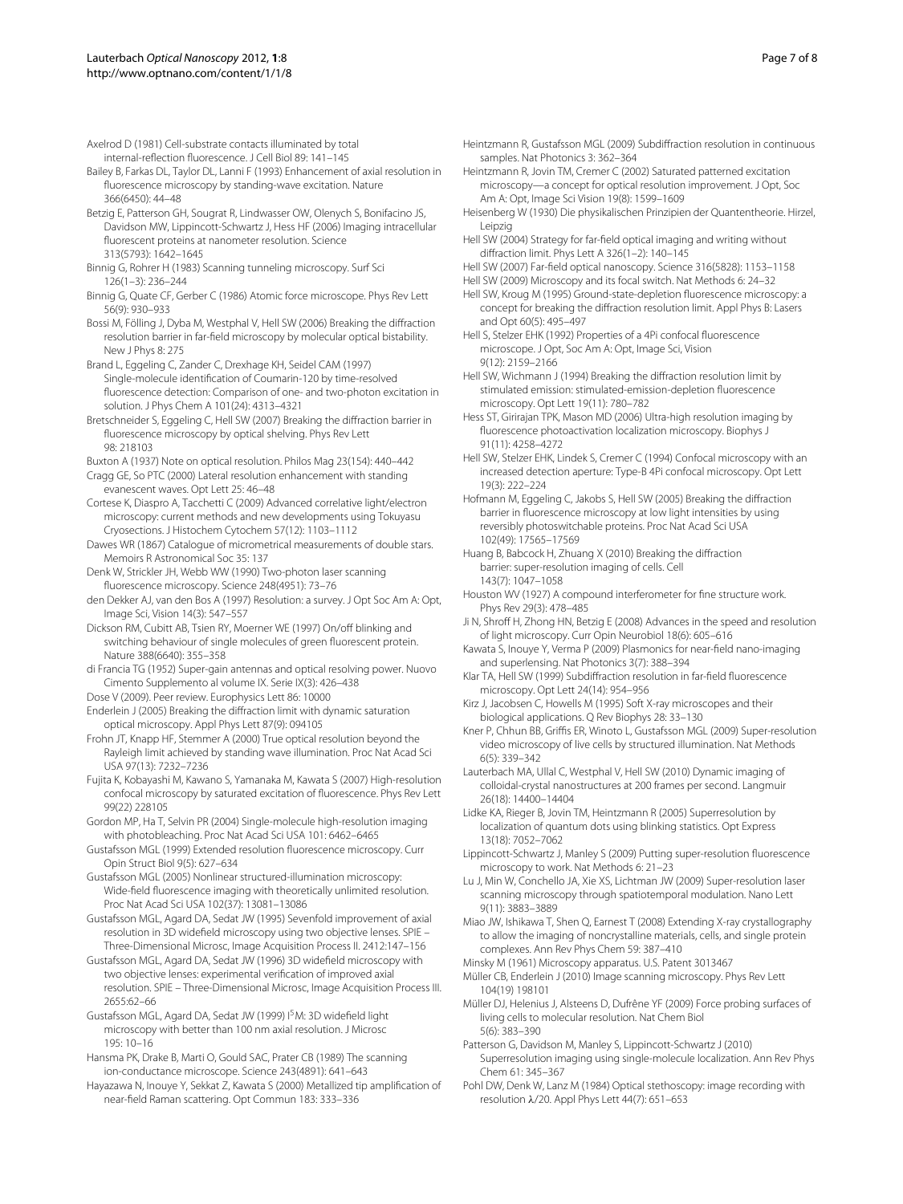Axelrod D (1981) Cell-substrate contacts illuminated by total internal-reflection fluorescence. J Cell Biol 89: 141–145

Bailey B, Farkas DL, Taylor DL, Lanni F (1993) Enhancement of axial resolution in fluorescence microscopy by standing-wave excitation. Nature 366(6450): 44–48

Betzig E, Patterson GH, Sougrat R, Lindwasser OW, Olenych S, Bonifacino JS, Davidson MW, Lippincott-Schwartz J, Hess HF (2006) Imaging intracellular fluorescent proteins at nanometer resolution. Science 313(5793): 1642–1645

Binnig G, Rohrer H (1983) Scanning tunneling microscopy. Surf Sci 126(1–3): 236–244

Binnig G, Quate CF, Gerber C (1986) Atomic force microscope. Phys Rev Lett 56(9): 930–933

Bossi M, Fölling J, Dyba M, Westphal V, Hell SW (2006) Breaking the diffraction resolution barrier in far-field microscopy by molecular optical bistability. New J Phys 8: 275

Brand L, Eggeling C, Zander C, Drexhage KH, Seidel CAM (1997) Single-molecule identification of Coumarin-120 by time-resolved fluorescence detection: Comparison of one- and two-photon excitation in solution. J Phys Chem A 101(24): 4313–4321

Bretschneider S, Eggeling C, Hell SW (2007) Breaking the diffraction barrier in fluorescence microscopy by optical shelving. Phys Rev Lett 98: 218103

Buxton A (1937) Note on optical resolution. Philos Mag 23(154): 440–442

Cragg GE, So PTC (2000) Lateral resolution enhancement with standing evanescent waves. Opt Lett 25: 46–48

Cortese K, Diaspro A, Tacchetti C (2009) Advanced correlative light/electron microscopy: current methods and new developments using Tokuyasu Cryosections. J Histochem Cytochem 57(12): 1103–1112

Dawes WR (1867) Catalogue of micrometrical measurements of double stars. Memoirs R Astronomical Soc 35: 137

Denk W, Strickler JH, Webb WW (1990) Two-photon laser scanning fluorescence microscopy. Science 248(4951): 73–76

den Dekker AJ, van den Bos A (1997) Resolution: a survey. J Opt Soc Am A: Opt, Image Sci, Vision 14(3): 547–557

Dickson RM, Cubitt AB, Tsien RY, Moerner WE (1997) On/off blinking and switching behaviour of single molecules of green fluorescent protein. Nature 388(6640): 355–358

di Francia TG (1952) Super-gain antennas and optical resolving power. Nuovo Cimento Supplemento al volume IX. Serie IX(3): 426–438

Dose V (2009). Peer review. Europhysics Lett 86: 10000

Enderlein J (2005) Breaking the diffraction limit with dynamic saturation optical microscopy. Appl Phys Lett 87(9): 094105

Frohn JT, Knapp HF, Stemmer A (2000) True optical resolution beyond the Rayleigh limit achieved by standing wave illumination. Proc Nat Acad Sci USA 97(13): 7232–7236

Fujita K, Kobayashi M, Kawano S, Yamanaka M, Kawata S (2007) High-resolution confocal microscopy by saturated excitation of fluorescence. Phys Rev Lett 99(22) 228105

Gordon MP, Ha T, Selvin PR (2004) Single-molecule high-resolution imaging with photobleaching. Proc Nat Acad Sci USA 101: 6462–6465

Gustafsson MGL (1999) Extended resolution fluorescence microscopy. Curr Opin Struct Biol 9(5): 627–634

Gustafsson MGL (2005) Nonlinear structured-illumination microscopy: Wide-field fluorescence imaging with theoretically unlimited resolution. Proc Nat Acad Sci USA 102(37): 13081–13086

Gustafsson MGL, Agard DA, Sedat JW (1995) Sevenfold improvement of axial resolution in 3D widefield microscopy using two objective lenses. SPIE – Three-Dimensional Microsc, Image Acquisition Process II. 2412:147–156

Gustafsson MGL, Agard DA, Sedat JW (1996) 3D widefield microscopy with two objective lenses: experimental verification of improved axial resolution. SPIE – Three-Dimensional Microsc, Image Acquisition Process III. 2655:62–66

Gustafsson MGL, Agard DA, Sedat JW (1999) $I^5M$: 3D widefield light microscopy with better than 100 nm axial resolution. J Microsc 195: 10–16

Hansma PK, Drake B, Marti O, Gould SAC, Prater CB (1989) The scanning ion-conductance microscope. Science 243(4891): 641–643

Hayazawa N, Inouye Y, Sekkat Z, Kawata S (2000) Metallized tip amplification of near-field Raman scattering. Opt Commun 183: 333–336

Heintzmann R, Gustafsson MGL (2009) Subdiffraction resolution in continuous samples. Nat Photonics 3: 362–364

Heintzmann R, Jovin TM, Cremer C (2002) Saturated patterned excitation microscopy—a concept for optical resolution improvement. J Opt, Soc Am A: Opt, Image Sci Vision 19(8): 1599–1609

Heisenberg W (1930) Die physikalischen Prinzipien der Quantentheorie. Hirzel, Leipzig

Hell SW (2004) Strategy for far-field optical imaging and writing without diffraction limit. Phys Lett A 326(1–2): 140–145

Hell SW (2007) Far-field optical nanoscopy. Science 316(5828): 1153–1158

Hell SW (2009) Microscopy and its focal switch. Nat Methods 6: 24–32

Hell SW, Kroug M (1995) Ground-state-depletion fluorescence microscopy: a concept for breaking the diffraction resolution limit. Appl Phys B: Lasers and Opt 60(5): 495–497

Hell S, Stelzer EHK (1992) Properties of a 4Pi confocal fluorescence microscope. J Opt, Soc Am A: Opt, Image Sci, Vision 9(12): 2159–2166

Hell SW, Wichmann J (1994) Breaking the diffraction resolution limit by stimulated emission: stimulated-emission-depletion fluorescence microscopy. Opt Lett 19(11): 780–782

Hess ST, Girirajan TPK, Mason MD (2006) Ultra-high resolution imaging by fluorescence photoactivation localization microscopy. Biophys J 91(11): 4258–4272

Hell SW, Stelzer EHK, Lindek S, Cremer C (1994) Confocal microscopy with an increased detection aperture: Type-B 4Pi confocal microscopy. Opt Lett 19(3): 222–224

Hofmann M, Eggeling C, Jakobs S, Hell SW (2005) Breaking the diffraction barrier in fluorescence microscopy at low light intensities by using reversibly photoswitchable proteins. Proc Nat Acad Sci USA 102(49): 17565–17569

Huang B, Babcock H, Zhuang X (2010) Breaking the diffraction barrier: super-resolution imaging of cells. Cell 143(7): 1047–1058

Houston WV (1927) A compound interferometer for fine structure work. Phys Rev 29(3): 478–485

Ji N, Shroff H, Zhong HN, Betzig E (2008) Advances in the speed and resolution of light microscopy. Curr Opin Neurobiol 18(6): 605–616

Kawata S, Inouye Y, Verma P (2009) Plasmonics for near-field nano-imaging and superlensing. Nat Photonics 3(7): 388–394

Klar TA, Hell SW (1999) Subdiffraction resolution in far-field fluorescence microscopy. Opt Lett 24(14): 954–956

Kirz J, Jacobsen C, Howells M (1995) Soft X-ray microscopes and their biological applications. Q Rev Biophys 28: 33–130

Kner P, Chhun BB, Griffis ER, Winoto L, Gustafsson MGL (2009) Super-resolution video microscopy of live cells by structured illumination. Nat Methods 6(5): 339–342

Lauterbach MA, Ullal C, Westphal V, Hell SW (2010) Dynamic imaging of colloidal-crystal nanostructures at 200 frames per second. Langmuir 26(18): 14400–14404

Lidke KA, Rieger B, Jovin TM, Heintzmann R (2005) Superresolution by localization of quantum dots using blinking statistics. Opt Express 13(18): 7052–7062

Lippincott-Schwartz J, Manley S (2009) Putting super-resolution fluorescence microscopy to work. Nat Methods 6: 21–23

Lu J, Min W, Conchello JA, Xie XS, Lichtman JW (2009) Super-resolution laser scanning microscopy through spatiotemporal modulation. Nano Lett 9(11): 3883–3889

Miao JW, Ishikawa T, Shen Q, Earnest T (2008) Extending X-ray crystallography to allow the imaging of noncrystalline materials, cells, and single protein complexes. Ann Rev Phys Chem 59: 387–410

Minsky M (1961) Microscopy apparatus. U.S. Patent 3013467

Müller CB, Enderlein J (2010) Image scanning microscopy. Phys Rev Lett 104(19) 198101

Müller DJ, Helenius J, Alsteens D, Dufrêne YF (2009) Force probing surfaces of living cells to molecular resolution. Nat Chem Biol 5(6): 383–390

Patterson G, Davidson M, Manley S, Lippincott-Schwartz J (2010) Superresolution imaging using single-molecule localization. Ann Rev Phys Chem 61: 345–367

Pohl DW, Denk W, Lanz M (1984) Optical stethoscopy: image recording with resolution $\lambda/20$. Appl Phys Lett 44(7): 651–653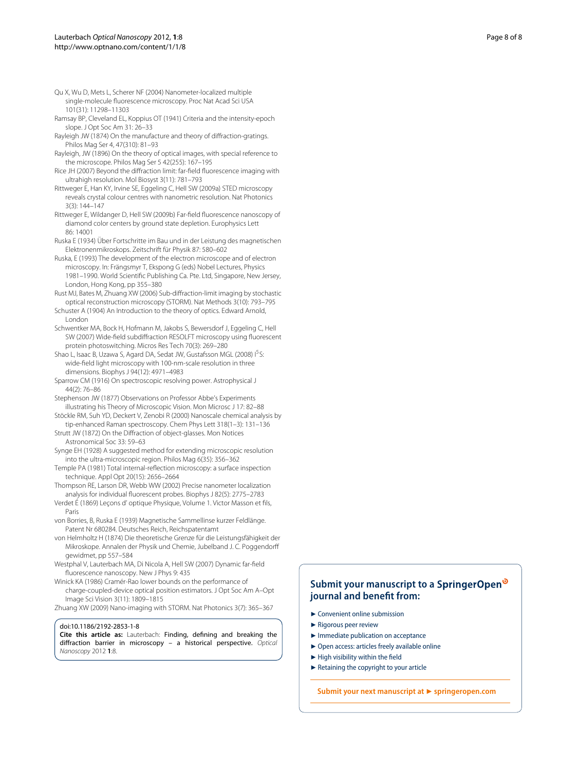Qu X, Wu D, Mets L, Scherer NF (2004) Nanometer-localized multiple single-molecule fluorescence microscopy. Proc Nat Acad Sci USA 101(31): 11298–11303

Ramsay BP, Cleveland EL, Koppius OT (1941) Criteria and the intensity-epoch slope. J Opt Soc Am 31: 26–33

Rayleigh JW (1874) On the manufacture and theory of diffraction-gratings. Philos Mag Ser 4, 47(310): 81–93

Rayleigh, JW (1896) On the theory of optical images, with special reference to the microscope. Philos Mag Ser 5 42(255): 167–195

Rice JH (2007) Beyond the diffraction limit: far-field fluorescence imaging with ultrahigh resolution. Mol Biosyst 3(11): 781–793

Rittweger E, Han KY, Irvine SE, Eggeling C, Hell SW (2009a) STED microscopy reveals crystal colour centres with nanometric resolution. Nat Photonics 3(3): 144–147

Rittweger E, Wildanger D, Hell SW (2009b) Far-field fluorescence nanoscopy of diamond color centers by ground state depletion. Europhysics Lett 86: 14001

Ruska E (1934) Über Fortschritte im Bau und in der Leistung des magnetischen Elektronenmikroskops. Zeitschrift für Physik 87: 580–602

Ruska, E (1993) The development of the electron microscope and of electron microscopy. In: Frängsmyr T, Ekspong G (eds) Nobel Lectures, Physics 1981–1990. World Scientific Publishing Ca. Pte. Ltd, Singapore, New Jersey, London, Hong Kong, pp 355–380

Rust MJ, Bates M, Zhuang XW (2006) Sub-diffraction-limit imaging by stochastic optical reconstruction microscopy (STORM). Nat Methods 3(10): 793–795

Schuster A (1904) An Introduction to the theory of optics. Edward Arnold, London

Schwentker MA, Bock H, Hofmann M, Jakobs S, Bewersdorf J, Eggeling C, Hell SW (2007) Wide-field subdiffraction RESOLFT microscopy using fluorescent protein photoswitching. Micros Res Tech 70(3): 269–280

Shao L, Isaac B, Uzawa S, Agard DA, Sedat JW, Gustafsson MGL (2008) $I^5S$: wide-field light microscopy with 100-nm-scale resolution in three dimensions. Biophys J 94(12): 4971–4983

Sparrow CM (1916) On spectroscopic resolving power. Astrophysical J 44(2): 76–86

Stephenson JW (1877) Observations on Professor Abbe's Experiments illustrating his Theory of Microscopic Vision. Mon Microsc J 17: 82–88

Stöckle RM, Suh YD, Deckert V, Zenobi R (2000) Nanoscale chemical analysis by tip-enhanced Raman spectroscopy. Chem Phys Lett 318(1–3): 131–136

Strutt JW (1872) On the Diffraction of object-glasses. Mon Notices Astronomical Soc 33: 59–63

Synge EH (1928) A suggested method for extending microscopic resolution into the ultra-microscopic region. Philos Mag 6(35): 356–362

Temple PA (1981) Total internal-reflection microscopy: a surface inspection technique. Appl Opt 20(15): 2656–2664

Thompson RE, Larson DR, Webb WW (2002) Precise nanometer localization analysis for individual fluorescent probes. Biophys J 82(5): 2775–2783

Verdet É (1869) Leçons d' optique Physique, Volume 1. Victor Masson et fils, Paris

von Borries, B, Ruska E (1939) Magnetische Sammellinse kurzer Feldlänge. Patent Nr 680284. Deutsches Reich, Reichspatentamt

von Helmholtz H (1874) Die theoretische Grenze für die Leistungsfähigkeit der Mikroskope. Annalen der Physik und Chemie, Jubelband J. C. Poggendorff gewidmet, pp 557–584

Westphal V, Lauterbach MA, Di Nicola A, Hell SW (2007) Dynamic far-field fluorescence nanoscopy. New J Phys 9: 435

Winick KA (1986) Cramér-Rao lower bounds on the performance of charge-coupled-device optical position estimators. J Opt Soc Am A–Opt Image Sci Vision 3(11): 1809–1815

Zhuang XW (2009) Nano-imaging with STORM. Nat Photonics 3(7): 365–367

doi:10.1186/2192-2853-1-8

**Cite this article as:** Lauterbach: Finding, defining and breaking the diffraction barrier in microscopy – a historical perspective. *Optical Nanoscopy* 2012 **1**:8.

**Submit your manuscript to a SpringerOpen journal and benefit from:**

- ► Convenient online submission
- ► Rigorous peer review
- ► Immediate publication on acceptance
- ► Open access: articles freely available online
- ► High visibility within the field
- ► Retaining the copyright to your article

**Submit your next manuscript at ► springeropen.com**